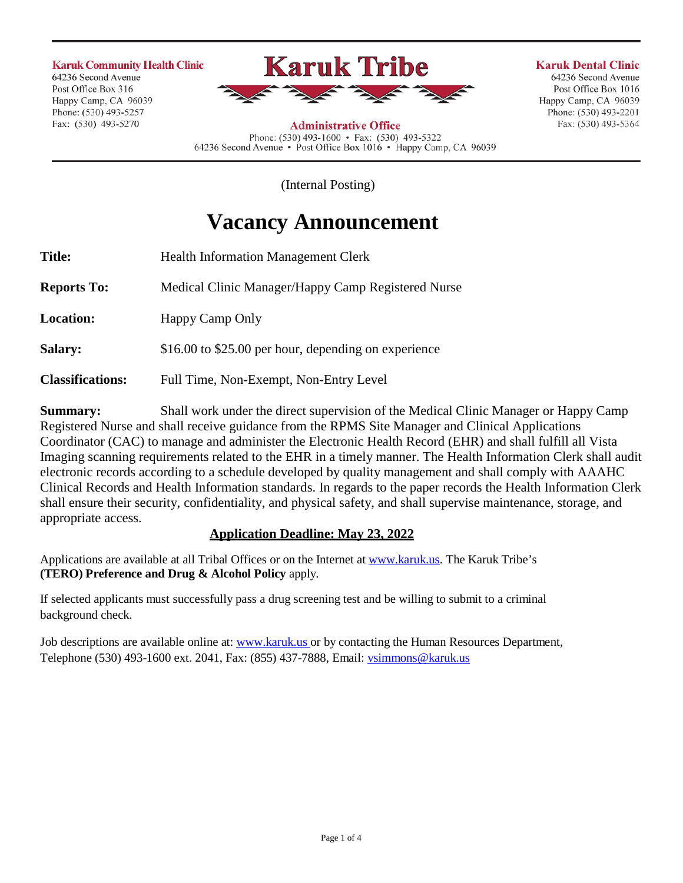**Karuk Community Health Clinic**
64236 Second Avenue
Post Office Box 316
Happy Camp, CA 96039
Phone: (530) 493-5257
Fax: (530) 493-5270

# Karuk Tribe

**Administrative Office**
Phone: (530) 493-1600 • Fax: (530) 493-5322
64236 Second Avenue • Post Office Box 1016 • Happy Camp, CA 96039

**Karuk Dental Clinic**
64236 Second Avenue
Post Office Box 1016
Happy Camp, CA 96039
Phone: (530) 493-2201
Fax: (530) 493-5364

(Internal Posting)

## Vacancy Announcement

**Title:** Health Information Management Clerk

**Reports To:** Medical Clinic Manager/Happy Camp Registered Nurse

**Location:** Happy Camp Only

**Salary:** $16.00 to $25.00 per hour, depending on experience

**Classifications:** Full Time, Non-Exempt, Non-Entry Level

**Summary:** Shall work under the direct supervision of the Medical Clinic Manager or Happy Camp Registered Nurse and shall receive guidance from the RPMS Site Manager and Clinical Applications Coordinator (CAC) to manage and administer the Electronic Health Record (EHR) and shall fulfill all Vista Imaging scanning requirements related to the EHR in a timely manner. The Health Information Clerk shall audit electronic records according to a schedule developed by quality management and shall comply with AAAHC Clinical Records and Health Information standards. In regards to the paper records the Health Information Clerk shall ensure their security, confidentiality, and physical safety, and shall supervise maintenance, storage, and appropriate access.

**Application Deadline: May 23, 2022**

Applications are available at all Tribal Offices or on the Internet at www.karuk.us. The Karuk Tribe's **(TERO) Preference and Drug & Alcohol Policy** apply.

If selected applicants must successfully pass a drug screening test and be willing to submit to a criminal background check.

Job descriptions are available online at: www.karuk.us or by contacting the Human Resources Department, Telephone (530) 493-1600 ext. 2041, Fax: (855) 437-7888, Email: vsimmons@karuk.us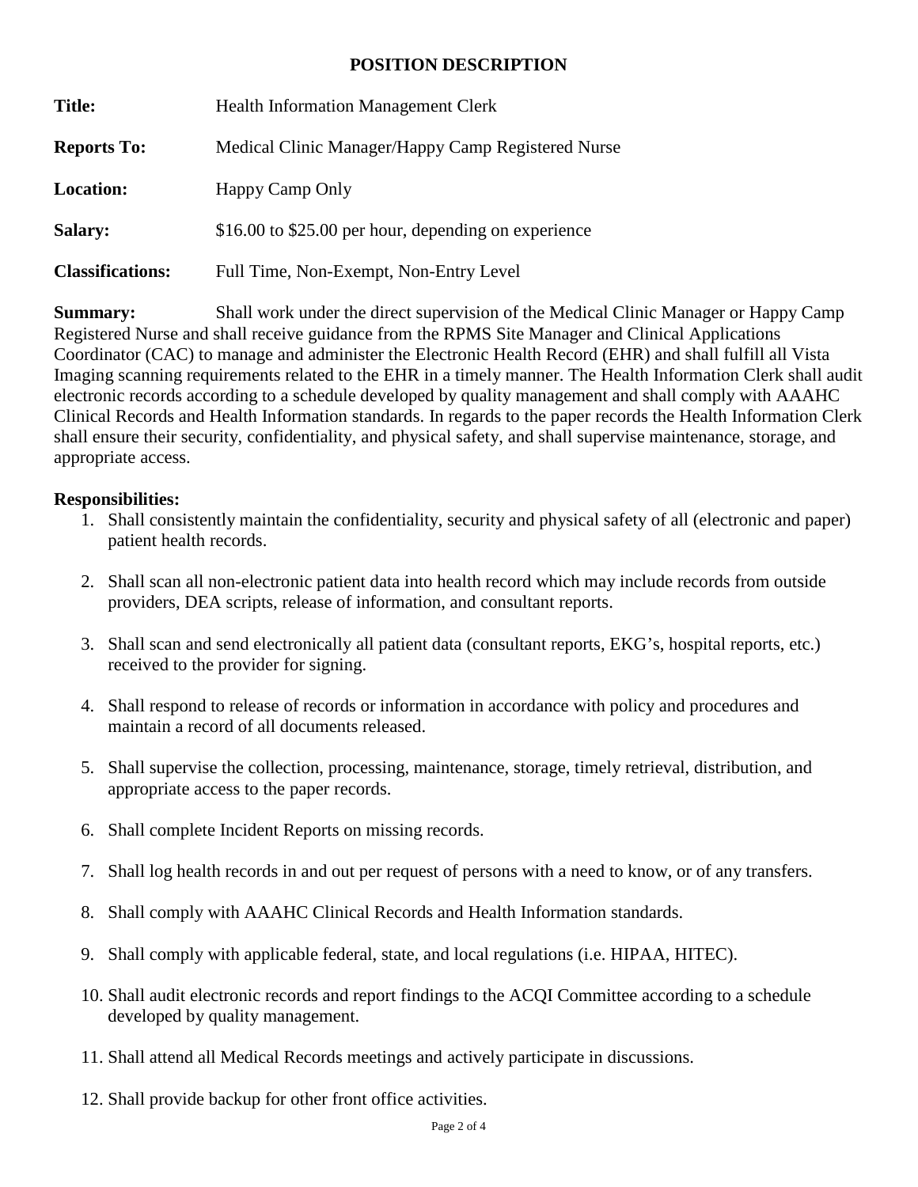## POSITION DESCRIPTION

**Title:** Health Information Management Clerk

**Reports To:** Medical Clinic Manager/Happy Camp Registered Nurse

**Location:** Happy Camp Only

**Salary:** $16.00 to $25.00 per hour, depending on experience

**Classifications:** Full Time, Non-Exempt, Non-Entry Level

**Summary:** Shall work under the direct supervision of the Medical Clinic Manager or Happy Camp Registered Nurse and shall receive guidance from the RPMS Site Manager and Clinical Applications Coordinator (CAC) to manage and administer the Electronic Health Record (EHR) and shall fulfill all Vista Imaging scanning requirements related to the EHR in a timely manner. The Health Information Clerk shall audit electronic records according to a schedule developed by quality management and shall comply with AAAHC Clinical Records and Health Information standards. In regards to the paper records the Health Information Clerk shall ensure their security, confidentiality, and physical safety, and shall supervise maintenance, storage, and appropriate access.

**Responsibilities:**

1. Shall consistently maintain the confidentiality, security and physical safety of all (electronic and paper) patient health records.
2. Shall scan all non-electronic patient data into health record which may include records from outside providers, DEA scripts, release of information, and consultant reports.
3. Shall scan and send electronically all patient data (consultant reports, EKG's, hospital reports, etc.) received to the provider for signing.
4. Shall respond to release of records or information in accordance with policy and procedures and maintain a record of all documents released.
5. Shall supervise the collection, processing, maintenance, storage, timely retrieval, distribution, and appropriate access to the paper records.
6. Shall complete Incident Reports on missing records.
7. Shall log health records in and out per request of persons with a need to know, or of any transfers.
8. Shall comply with AAAHC Clinical Records and Health Information standards.
9. Shall comply with applicable federal, state, and local regulations (i.e. HIPAA, HITEC).
10. Shall audit electronic records and report findings to the ACQI Committee according to a schedule developed by quality management.
11. Shall attend all Medical Records meetings and actively participate in discussions.
12. Shall provide backup for other front office activities.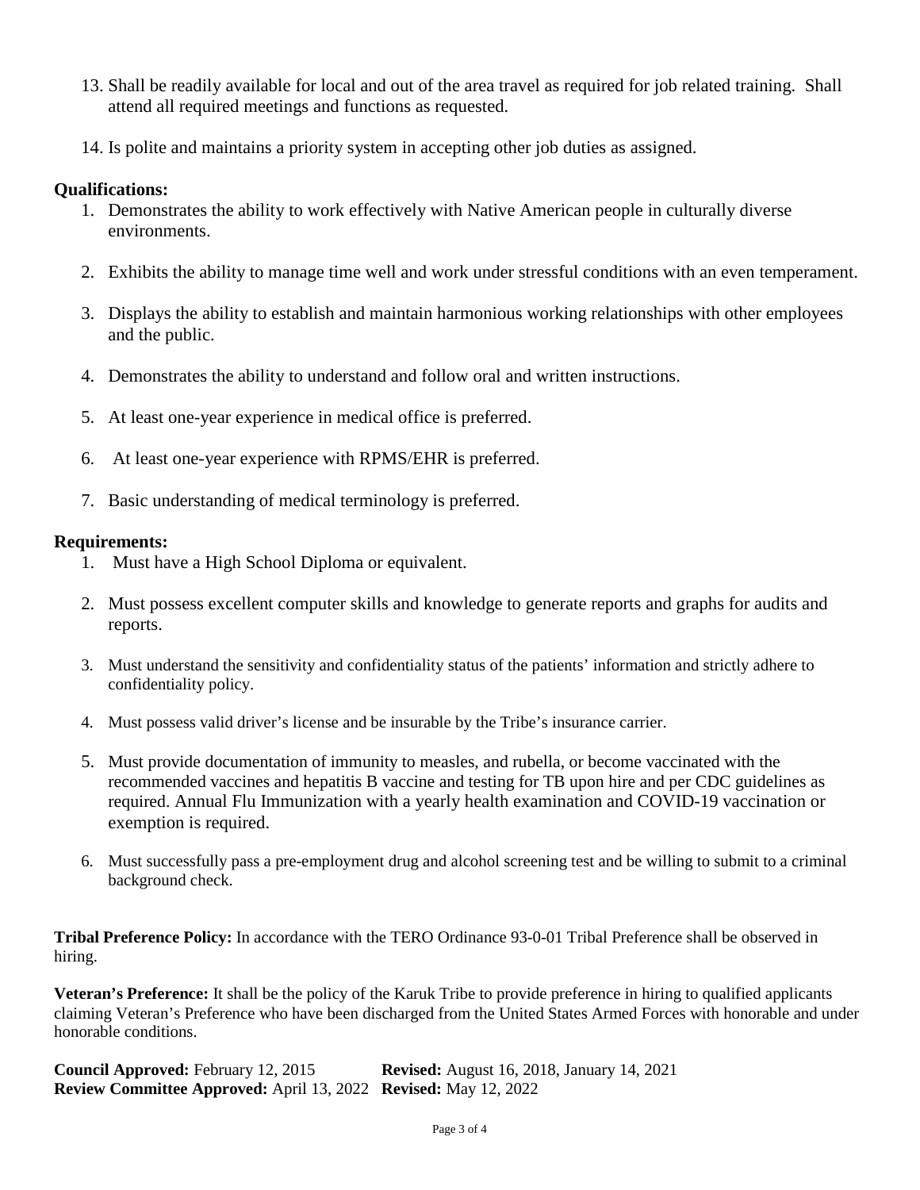13. Shall be readily available for local and out of the area travel as required for job related training. Shall attend all required meetings and functions as requested.

14. Is polite and maintains a priority system in accepting other job duties as assigned.

**Qualifications:**

1. Demonstrates the ability to work effectively with Native American people in culturally diverse environments.

2. Exhibits the ability to manage time well and work under stressful conditions with an even temperament.

3. Displays the ability to establish and maintain harmonious working relationships with other employees and the public.

4. Demonstrates the ability to understand and follow oral and written instructions.

5. At least one-year experience in medical office is preferred.

6. At least one-year experience with RPMS/EHR is preferred.

7. Basic understanding of medical terminology is preferred.

**Requirements:**

1. Must have a High School Diploma or equivalent.

2. Must possess excellent computer skills and knowledge to generate reports and graphs for audits and reports.

3. Must understand the sensitivity and confidentiality status of the patients' information and strictly adhere to confidentiality policy.

4. Must possess valid driver's license and be insurable by the Tribe's insurance carrier.

5. Must provide documentation of immunity to measles, and rubella, or become vaccinated with the recommended vaccines and hepatitis B vaccine and testing for TB upon hire and per CDC guidelines as required. Annual Flu Immunization with a yearly health examination and COVID-19 vaccination or exemption is required.

6. Must successfully pass a pre-employment drug and alcohol screening test and be willing to submit to a criminal background check.

**Tribal Preference Policy:** In accordance with the TERO Ordinance 93-0-01 Tribal Preference shall be observed in hiring.

**Veteran's Preference:** It shall be the policy of the Karuk Tribe to provide preference in hiring to qualified applicants claiming Veteran's Preference who have been discharged from the United States Armed Forces with honorable and under honorable conditions.

**Council Approved:** February 12, 2015 **Revised:** August 16, 2018, January 14, 2021
**Review Committee Approved:** April 13, 2022 **Revised:** May 12, 2022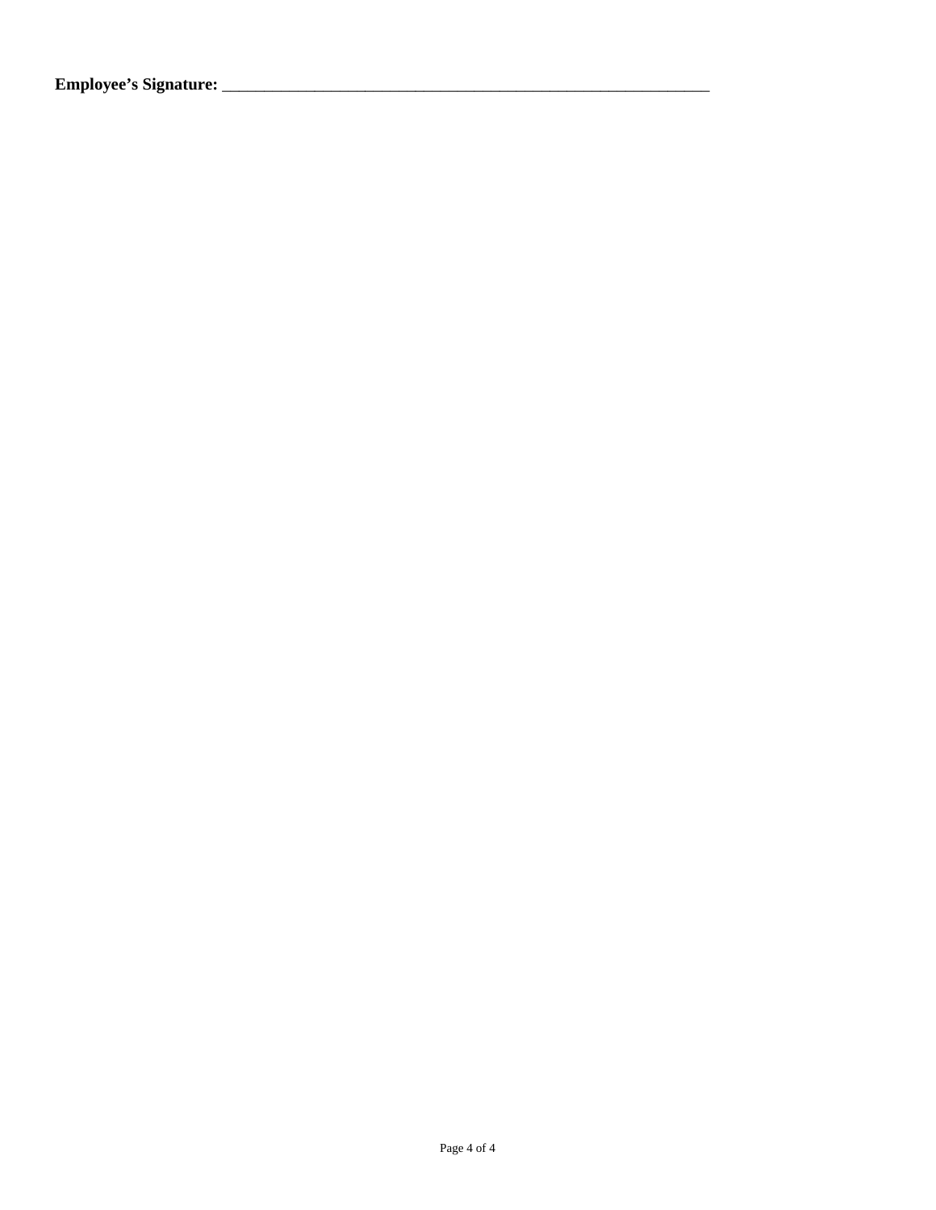**Employee's Signature:** ___________________________________________________________